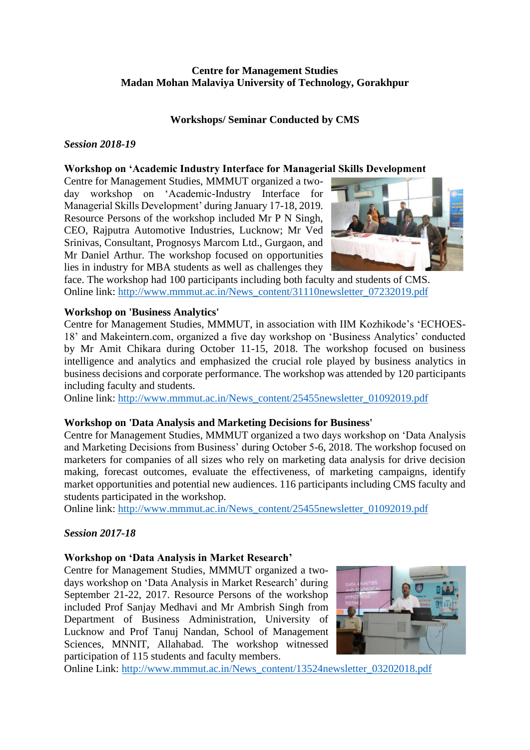**Centre for Management Studies**
**Madan Mohan Malaviya University of Technology, Gorakhpur**

**Workshops/ Seminar Conducted by CMS**

***Session 2018-19***

**Workshop on 'Academic Industry Interface for Managerial Skills Development**

Centre for Management Studies, MMMUT organized a two-day workshop on 'Academic-Industry Interface for Managerial Skills Development' during January 17-18, 2019. Resource Persons of the workshop included Mr P N Singh, CEO, Rajputra Automotive Industries, Lucknow; Mr Ved Srinivas, Consultant, Prognosys Marcom Ltd., Gurgaon, and Mr Daniel Arthur. The workshop focused on opportunities lies in industry for MBA students as well as challenges they face. The workshop had 100 participants including both faculty and students of CMS.
Online link: http://www.mmmut.ac.in/News_content/31110newsletter_07232019.pdf

**Workshop on 'Business Analytics'**

Centre for Management Studies, MMMUT, in association with IIM Kozhikode's 'ECHOES-18' and Makeintern.com, organized a five day workshop on 'Business Analytics' conducted by Mr Amit Chikara during October 11-15, 2018. The workshop focused on business intelligence and analytics and emphasized the crucial role played by business analytics in business decisions and corporate performance. The workshop was attended by 120 participants including faculty and students.
Online link: http://www.mmmut.ac.in/News_content/25455newsletter_01092019.pdf

**Workshop on 'Data Analysis and Marketing Decisions for Business'**

Centre for Management Studies, MMMUT organized a two days workshop on 'Data Analysis and Marketing Decisions from Business' during October 5-6, 2018. The workshop focused on marketers for companies of all sizes who rely on marketing data analysis for drive decision making, forecast outcomes, evaluate the effectiveness, of marketing campaigns, identify market opportunities and potential new audiences. 116 participants including CMS faculty and students participated in the workshop.
Online link: http://www.mmmut.ac.in/News_content/25455newsletter_01092019.pdf

***Session 2017-18***

**Workshop on 'Data Analysis in Market Research'**

Centre for Management Studies, MMMUT organized a two-days workshop on 'Data Analysis in Market Research' during September 21-22, 2017. Resource Persons of the workshop included Prof Sanjay Medhavi and Mr Ambrish Singh from Department of Business Administration, University of Lucknow and Prof Tanuj Nandan, School of Management Sciences, MNNIT, Allahabad. The workshop witnessed participation of 115 students and faculty members.
Online Link: http://www.mmmut.ac.in/News_content/13524newsletter_03202018.pdf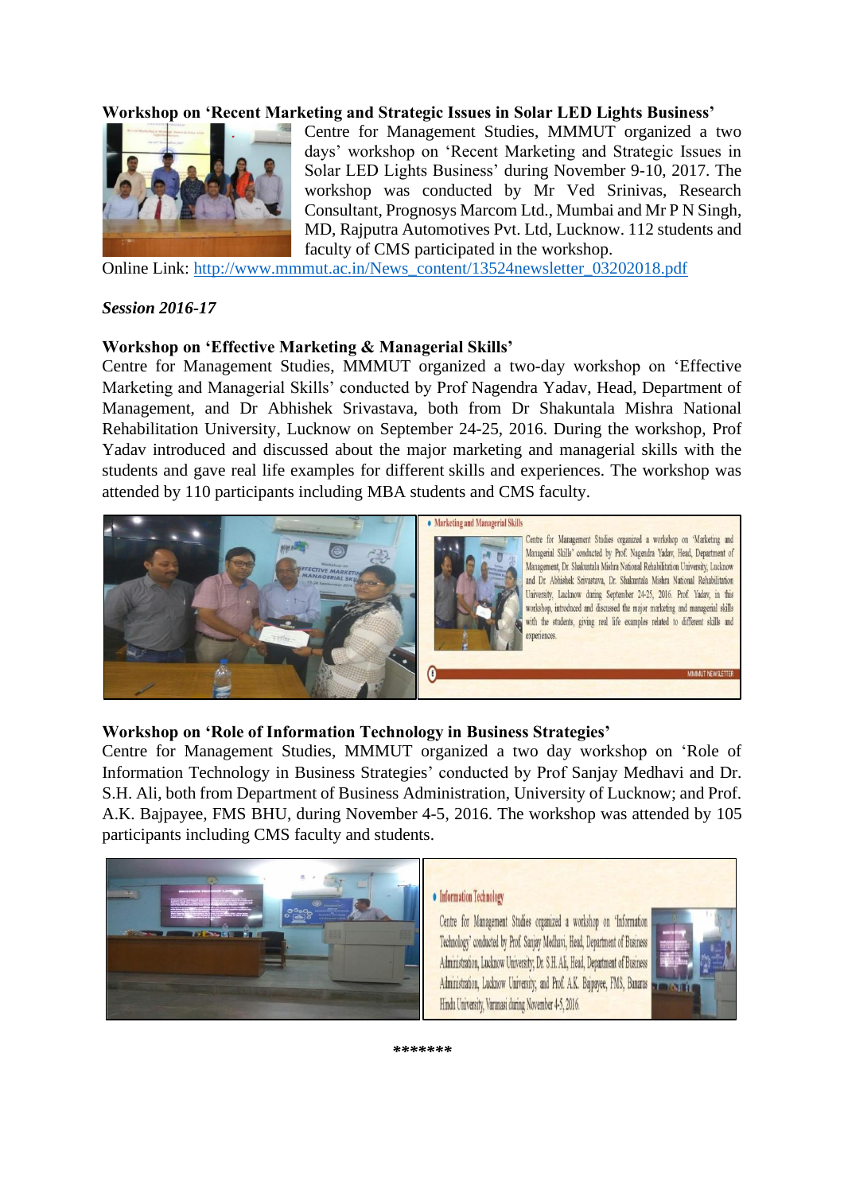**Workshop on 'Recent Marketing and Strategic Issues in Solar LED Lights Business'**

Centre for Management Studies, MMMUT organized a two days' workshop on 'Recent Marketing and Strategic Issues in Solar LED Lights Business' during November 9-10, 2017. The workshop was conducted by Mr Ved Srinivas, Research Consultant, Prognosys Marcom Ltd., Mumbai and Mr P N Singh, MD, Rajputra Automotives Pvt. Ltd, Lucknow. 112 students and faculty of CMS participated in the workshop.

Online Link: http://www.mmmut.ac.in/News_content/13524newsletter_03202018.pdf

***Session 2016-17***

**Workshop on 'Effective Marketing & Managerial Skills'**

Centre for Management Studies, MMMUT organized a two-day workshop on 'Effective Marketing and Managerial Skills' conducted by Prof Nagendra Yadav, Head, Department of Management, and Dr Abhishek Srivastava, both from Dr Shakuntala Mishra National Rehabilitation University, Lucknow on September 24-25, 2016. During the workshop, Prof Yadav introduced and discussed about the major marketing and managerial skills with the students and gave real life examples for different skills and experiences. The workshop was attended by 110 participants including MBA students and CMS faculty.

**Workshop on 'Role of Information Technology in Business Strategies'**

Centre for Management Studies, MMMUT organized a two day workshop on 'Role of Information Technology in Business Strategies' conducted by Prof Sanjay Medhavi and Dr. S.H. Ali, both from Department of Business Administration, University of Lucknow; and Prof. A.K. Bajpayee, FMS BHU, during November 4-5, 2016. The workshop was attended by 105 participants including CMS faculty and students.

*******